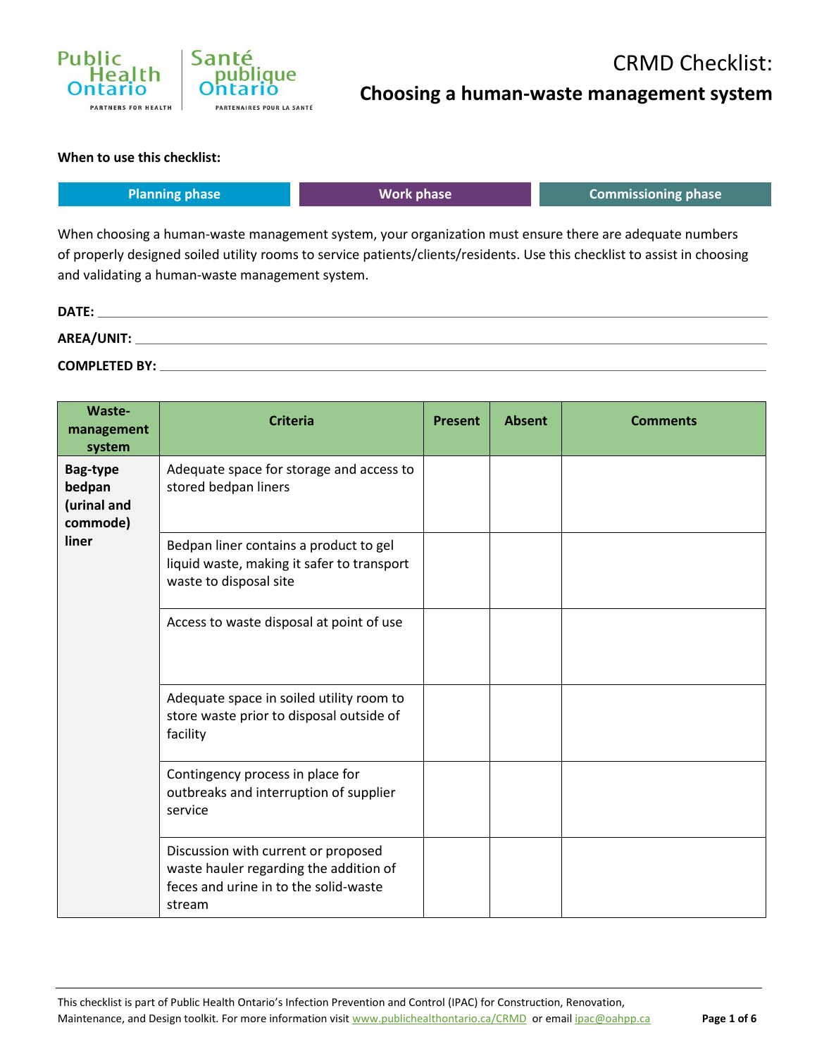# CRMD Checklist:

## Choosing a human-waste management system

**When to use this checklist:**

| Planning phase | Work phase | Commissioning phase |
|---|---|---|

When choosing a human-waste management system, your organization must ensure there are adequate numbers of properly designed soiled utility rooms to service patients/clients/residents. Use this checklist to assist in choosing and validating a human-waste management system.

**DATE:** \_\_\_\_\_\_\_\_\_\_\_\_\_\_\_\_\_\_\_\_\_\_\_\_\_\_\_\_

**AREA/UNIT:** \_\_\_\_\_\_\_\_\_\_\_\_\_\_\_\_\_\_\_\_\_\_\_\_\_\_\_\_

**COMPLETED BY:** \_\_\_\_\_\_\_\_\_\_\_\_\_\_\_\_\_\_\_\_\_\_\_\_\_\_\_\_

| Waste-management system | Criteria | Present | Absent | Comments |
|---|---|---|---|---|
| **Bag-type bedpan (urinal and commode) liner** | Adequate space for storage and access to stored bedpan liners | | | |
| | Bedpan liner contains a product to gel liquid waste, making it safer to transport waste to disposal site | | | |
| | Access to waste disposal at point of use | | | |
| | Adequate space in soiled utility room to store waste prior to disposal outside of facility | | | |
| | Contingency process in place for outbreaks and interruption of supplier service | | | |
| | Discussion with current or proposed waste hauler regarding the addition of feces and urine in to the solid-waste stream | | | |

This checklist is part of Public Health Ontario's Infection Prevention and Control (IPAC) for Construction, Renovation, Maintenance, and Design toolkit. For more information visit www.publichealthontario.ca/CRMD or email ipac@oahpp.ca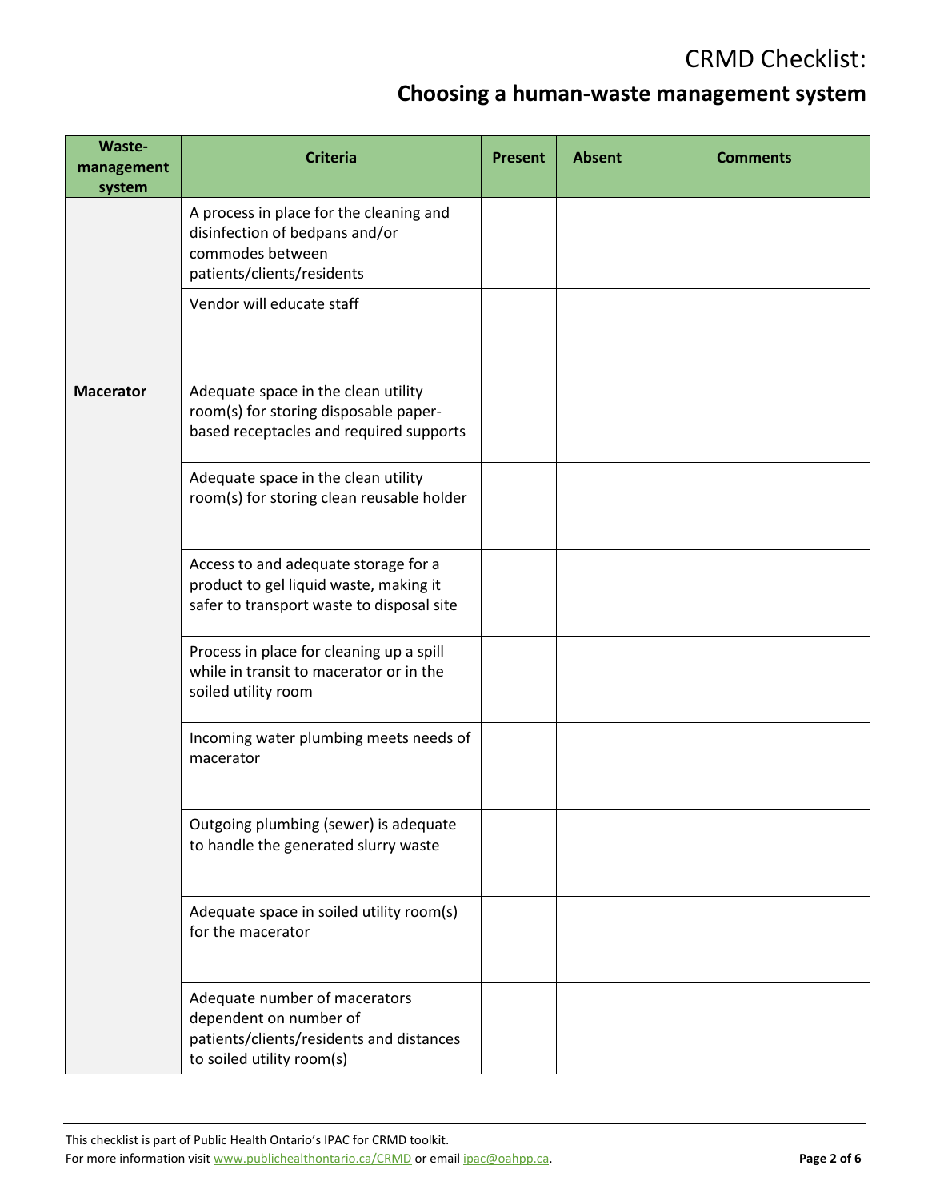# CRMD Checklist:

## Choosing a human-waste management system

| Waste-management system | Criteria | Present | Absent | Comments |
|---|---|---|---|---|
| | A process in place for the cleaning and disinfection of bedpans and/or commodes between patients/clients/residents | | | |
| | Vendor will educate staff | | | |
| **Macerator** | Adequate space in the clean utility room(s) for storing disposable paper-based receptacles and required supports | | | |
| | Adequate space in the clean utility room(s) for storing clean reusable holder | | | |
| | Access to and adequate storage for a product to gel liquid waste, making it safer to transport waste to disposal site | | | |
| | Process in place for cleaning up a spill while in transit to macerator or in the soiled utility room | | | |
| | Incoming water plumbing meets needs of macerator | | | |
| | Outgoing plumbing (sewer) is adequate to handle the generated slurry waste | | | |
| | Adequate space in soiled utility room(s) for the macerator | | | |
| | Adequate number of macerators dependent on number of patients/clients/residents and distances to soiled utility room(s) | | | |

This checklist is part of Public Health Ontario's IPAC for CRMD toolkit.
For more information visit www.publichealthontario.ca/CRMD or email ipac@oahpp.ca.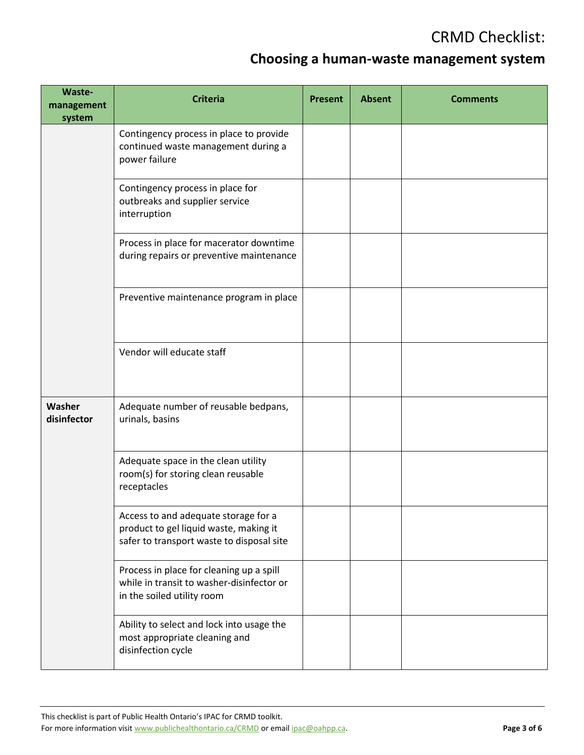# CRMD Checklist:

## Choosing a human-waste management system

| Waste-management system | Criteria | Present | Absent | Comments |
|---|---|---|---|---|
| | Contingency process in place to provide continued waste management during a power failure | | | |
| | Contingency process in place for outbreaks and supplier service interruption | | | |
| | Process in place for macerator downtime during repairs or preventive maintenance | | | |
| | Preventive maintenance program in place | | | |
| | Vendor will educate staff | | | |
| **Washer disinfector** | Adequate number of reusable bedpans, urinals, basins | | | |
| | Adequate space in the clean utility room(s) for storing clean reusable receptacles | | | |
| | Access to and adequate storage for a product to gel liquid waste, making it safer to transport waste to disposal site | | | |
| | Process in place for cleaning up a spill while in transit to washer-disinfector or in the soiled utility room | | | |
| | Ability to select and lock into usage the most appropriate cleaning and disinfection cycle | | | |

This checklist is part of Public Health Ontario's IPAC for CRMD toolkit.
For more information visit www.publichealthontario.ca/CRMD or email ipac@oahpp.ca.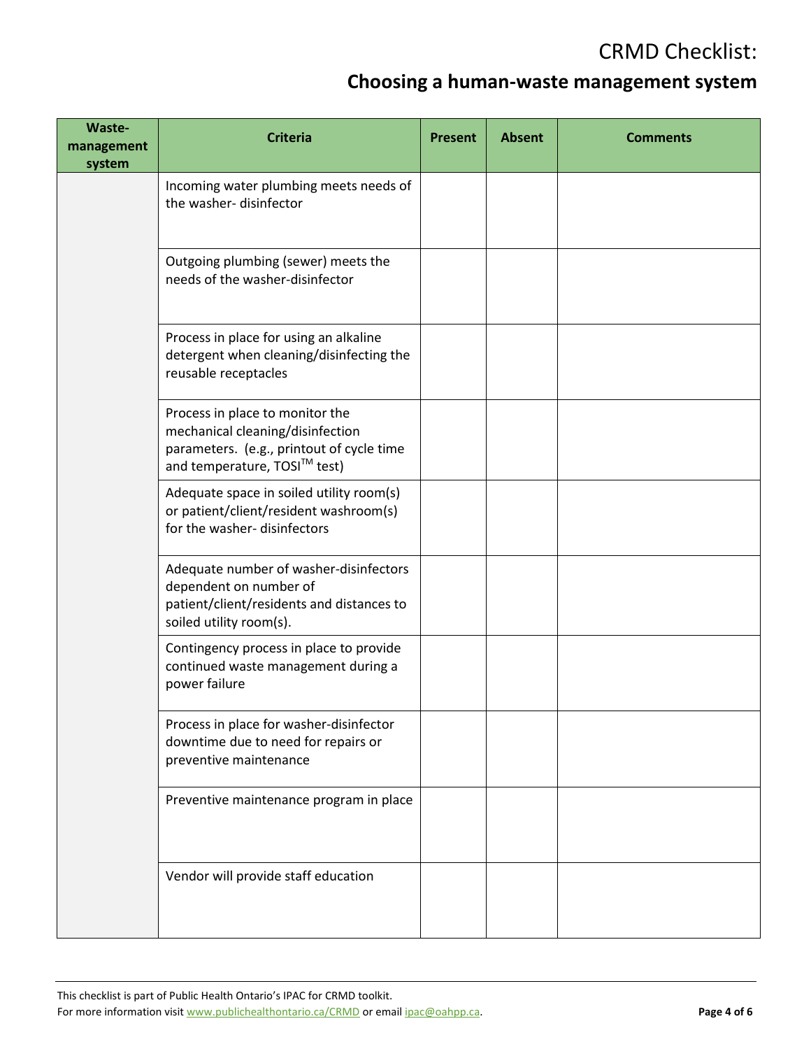# CRMD Checklist:

## Choosing a human-waste management system

| Waste-management system | Criteria | Present | Absent | Comments |
|---|---|---|---|---|
| | Incoming water plumbing meets needs of the washer- disinfector | | | |
| | Outgoing plumbing (sewer) meets the needs of the washer-disinfector | | | |
| | Process in place for using an alkaline detergent when cleaning/disinfecting the reusable receptacles | | | |
| | Process in place to monitor the mechanical cleaning/disinfection parameters. (e.g., printout of cycle time and temperature, TOSI™ test) | | | |
| | Adequate space in soiled utility room(s) or patient/client/resident washroom(s) for the washer- disinfectors | | | |
| | Adequate number of washer-disinfectors dependent on number of patient/client/residents and distances to soiled utility room(s). | | | |
| | Contingency process in place to provide continued waste management during a power failure | | | |
| | Process in place for washer-disinfector downtime due to need for repairs or preventive maintenance | | | |
| | Preventive maintenance program in place | | | |
| | Vendor will provide staff education | | | |

This checklist is part of Public Health Ontario's IPAC for CRMD toolkit.
For more information visit www.publichealthontario.ca/CRMD or email ipac@oahpp.ca.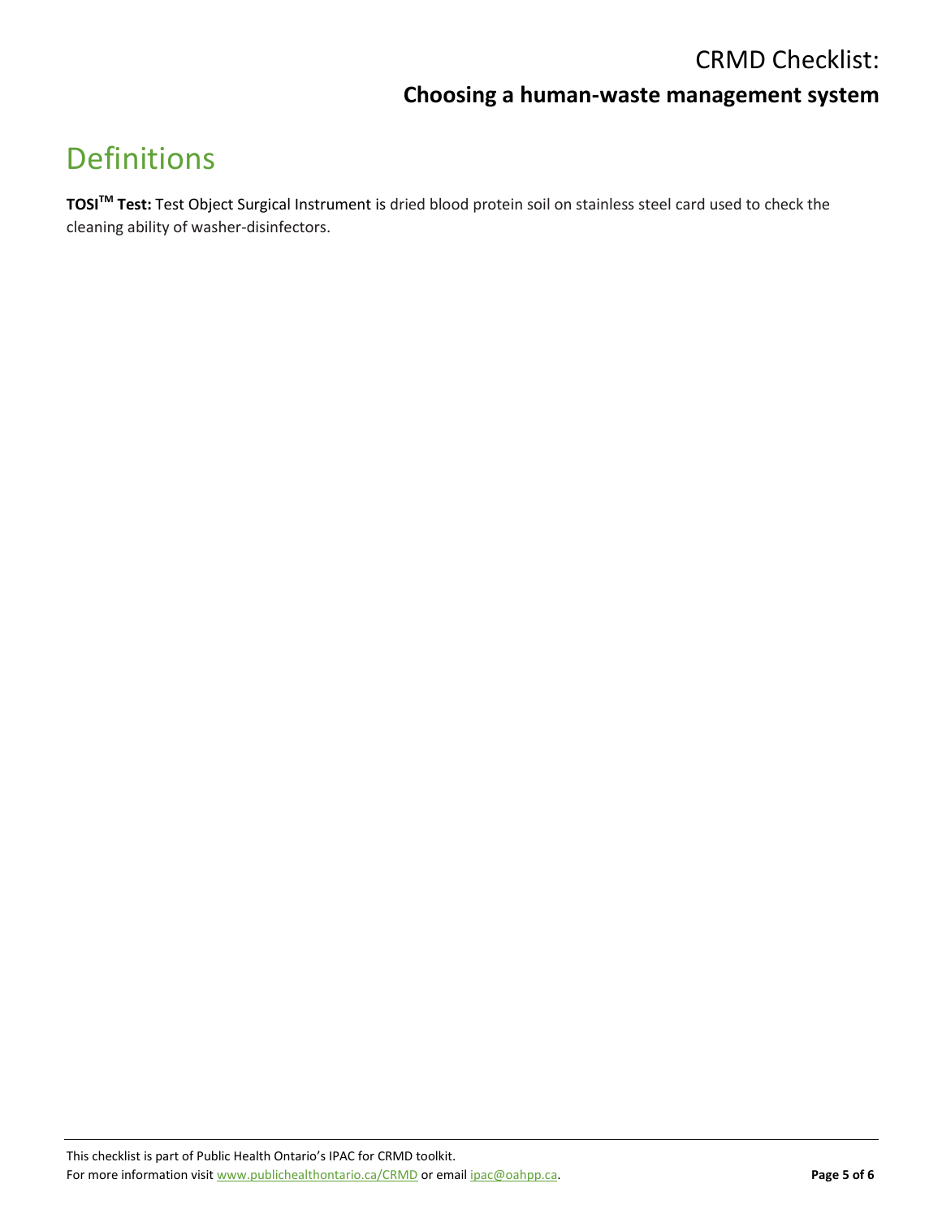# Definitions

**TOSI$^{TM}$ Test:** Test Object Surgical Instrument is dried blood protein soil on stainless steel card used to check the cleaning ability of washer-disinfectors.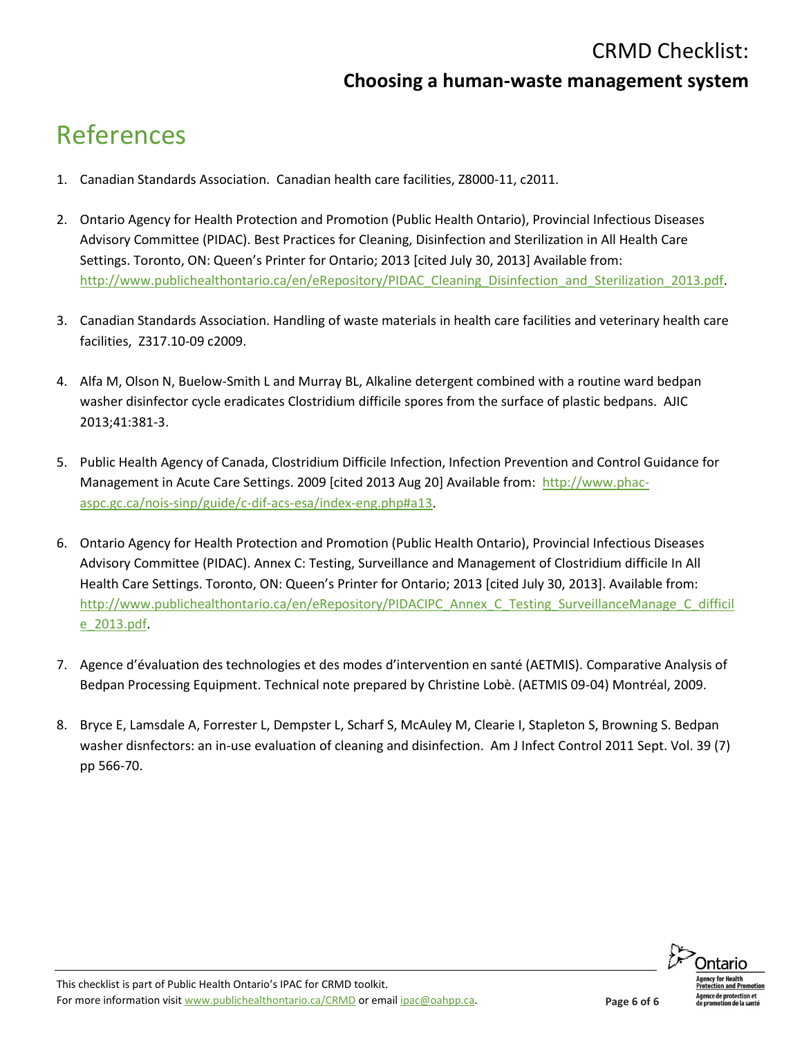# References

1. Canadian Standards Association. Canadian health care facilities, Z8000-11, c2011.

2. Ontario Agency for Health Protection and Promotion (Public Health Ontario), Provincial Infectious Diseases Advisory Committee (PIDAC). Best Practices for Cleaning, Disinfection and Sterilization in All Health Care Settings. Toronto, ON: Queen's Printer for Ontario; 2013 [cited July 30, 2013] Available from: http://www.publichealthontario.ca/en/eRepository/PIDAC_Cleaning_Disinfection_and_Sterilization_2013.pdf.

3. Canadian Standards Association. Handling of waste materials in health care facilities and veterinary health care facilities, Z317.10-09 c2009.

4. Alfa M, Olson N, Buelow-Smith L and Murray BL, Alkaline detergent combined with a routine ward bedpan washer disinfector cycle eradicates Clostridium difficile spores from the surface of plastic bedpans. AJIC 2013;41:381-3.

5. Public Health Agency of Canada, Clostridium Difficile Infection, Infection Prevention and Control Guidance for Management in Acute Care Settings. 2009 [cited 2013 Aug 20] Available from: http://www.phac-aspc.gc.ca/nois-sinp/guide/c-dif-acs-esa/index-eng.php#a13.

6. Ontario Agency for Health Protection and Promotion (Public Health Ontario), Provincial Infectious Diseases Advisory Committee (PIDAC). Annex C: Testing, Surveillance and Management of Clostridium difficile In All Health Care Settings. Toronto, ON: Queen's Printer for Ontario; 2013 [cited July 30, 2013]. Available from: http://www.publichealthontario.ca/en/eRepository/PIDACIPC_Annex_C_Testing_SurveillanceManage_C_difficile_2013.pdf.

7. Agence d'évaluation des technologies et des modes d'intervention en santé (AETMIS). Comparative Analysis of Bedpan Processing Equipment. Technical note prepared by Christine Lobè. (AETMIS 09-04) Montréal, 2009.

8. Bryce E, Lamsdale A, Forrester L, Dempster L, Scharf S, McAuley M, Clearie I, Stapleton S, Browning S. Bedpan washer disnfectors: an in-use evaluation of cleaning and disinfection. Am J Infect Control 2011 Sept. Vol. 39 (7) pp 566-70.